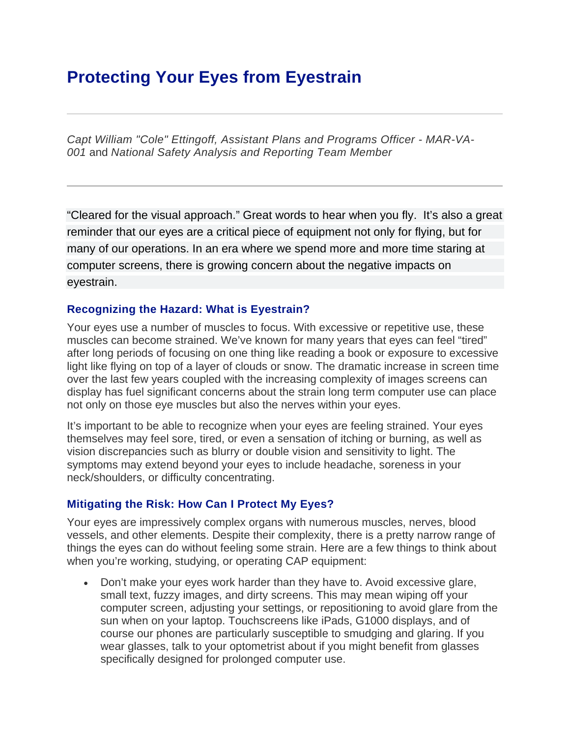# Protecting Your Eyes from Eyestrain

---

*Capt William "Cole" Ettingoff, Assistant Plans and Programs Officer - MAR-VA-001* and *National Safety Analysis and Reporting Team Member*

---

"Cleared for the visual approach." Great words to hear when you fly. It's also a great reminder that our eyes are a critical piece of equipment not only for flying, but for many of our operations. In an era where we spend more and more time staring at computer screens, there is growing concern about the negative impacts on eyestrain.

### Recognizing the Hazard: What is Eyestrain?

Your eyes use a number of muscles to focus. With excessive or repetitive use, these muscles can become strained. We've known for many years that eyes can feel "tired" after long periods of focusing on one thing like reading a book or exposure to excessive light like flying on top of a layer of clouds or snow. The dramatic increase in screen time over the last few years coupled with the increasing complexity of images screens can display has fuel significant concerns about the strain long term computer use can place not only on those eye muscles but also the nerves within your eyes.

It's important to be able to recognize when your eyes are feeling strained. Your eyes themselves may feel sore, tired, or even a sensation of itching or burning, as well as vision discrepancies such as blurry or double vision and sensitivity to light. The symptoms may extend beyond your eyes to include headache, soreness in your neck/shoulders, or difficulty concentrating.

### Mitigating the Risk: How Can I Protect My Eyes?

Your eyes are impressively complex organs with numerous muscles, nerves, blood vessels, and other elements. Despite their complexity, there is a pretty narrow range of things the eyes can do without feeling some strain. Here are a few things to think about when you're working, studying, or operating CAP equipment:

- Don't make your eyes work harder than they have to. Avoid excessive glare, small text, fuzzy images, and dirty screens. This may mean wiping off your computer screen, adjusting your settings, or repositioning to avoid glare from the sun when on your laptop. Touchscreens like iPads, G1000 displays, and of course our phones are particularly susceptible to smudging and glaring. If you wear glasses, talk to your optometrist about if you might benefit from glasses specifically designed for prolonged computer use.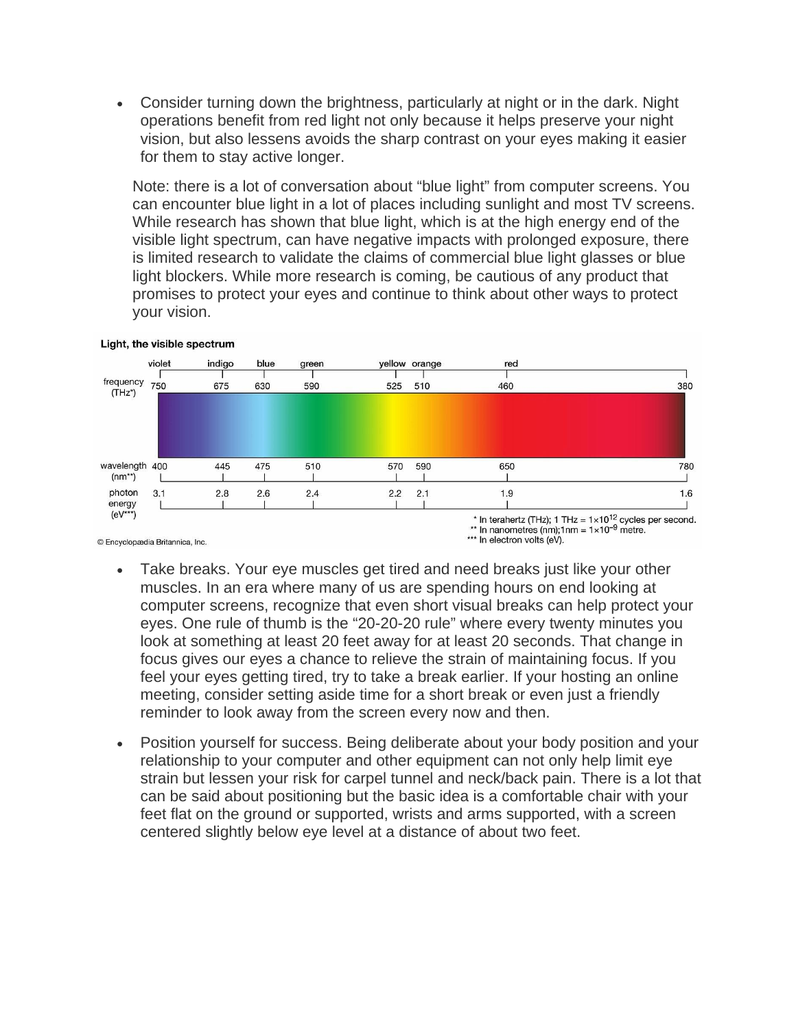- Consider turning down the brightness, particularly at night or in the dark. Night operations benefit from red light not only because it helps preserve your night vision, but also lessens avoids the sharp contrast on your eyes making it easier for them to stay active longer.

  Note: there is a lot of conversation about "blue light" from computer screens. You can encounter blue light in a lot of places including sunlight and most TV screens. While research has shown that blue light, which is at the high energy end of the visible light spectrum, can have negative impacts with prolonged exposure, there is limited research to validate the claims of commercial blue light glasses or blue light blockers. While more research is coming, be cautious of any product that promises to protect your eyes and continue to think about other ways to protect your vision.

**Light, the visible spectrum**

| | violet | indigo | blue | green | yellow | orange | red | |
|---|---|---|---|---|---|---|---|---|
| frequency (THz*) | 750 | 675 | 630 | 590 | 525 | 510 | 460 | 380 |
| wavelength (nm**) | 400 | 445 | 475 | 510 | 570 | 590 | 650 | 780 |
| photon energy (eV***) | 3.1 | 2.8 | 2.6 | 2.4 | 2.2 | 2.1 | 1.9 | 1.6 |

\* In terahertz (THz); 1 THz = $1 \times 10^{12}$ cycles per second.
\*\* In nanometres (nm); 1nm = $1 \times 10^{-9}$ metre.
\*\*\* In electron volts (eV).

© Encyclopædia Britannica, Inc.

- Take breaks. Your eye muscles get tired and need breaks just like your other muscles. In an era where many of us are spending hours on end looking at computer screens, recognize that even short visual breaks can help protect your eyes. One rule of thumb is the "20-20-20 rule" where every twenty minutes you look at something at least 20 feet away for at least 20 seconds. That change in focus gives our eyes a chance to relieve the strain of maintaining focus. If you feel your eyes getting tired, try to take a break earlier. If your hosting an online meeting, consider setting aside time for a short break or even just a friendly reminder to look away from the screen every now and then.

- Position yourself for success. Being deliberate about your body position and your relationship to your computer and other equipment can not only help limit eye strain but lessen your risk for carpel tunnel and neck/back pain. There is a lot that can be said about positioning but the basic idea is a comfortable chair with your feet flat on the ground or supported, wrists and arms supported, with a screen centered slightly below eye level at a distance of about two feet.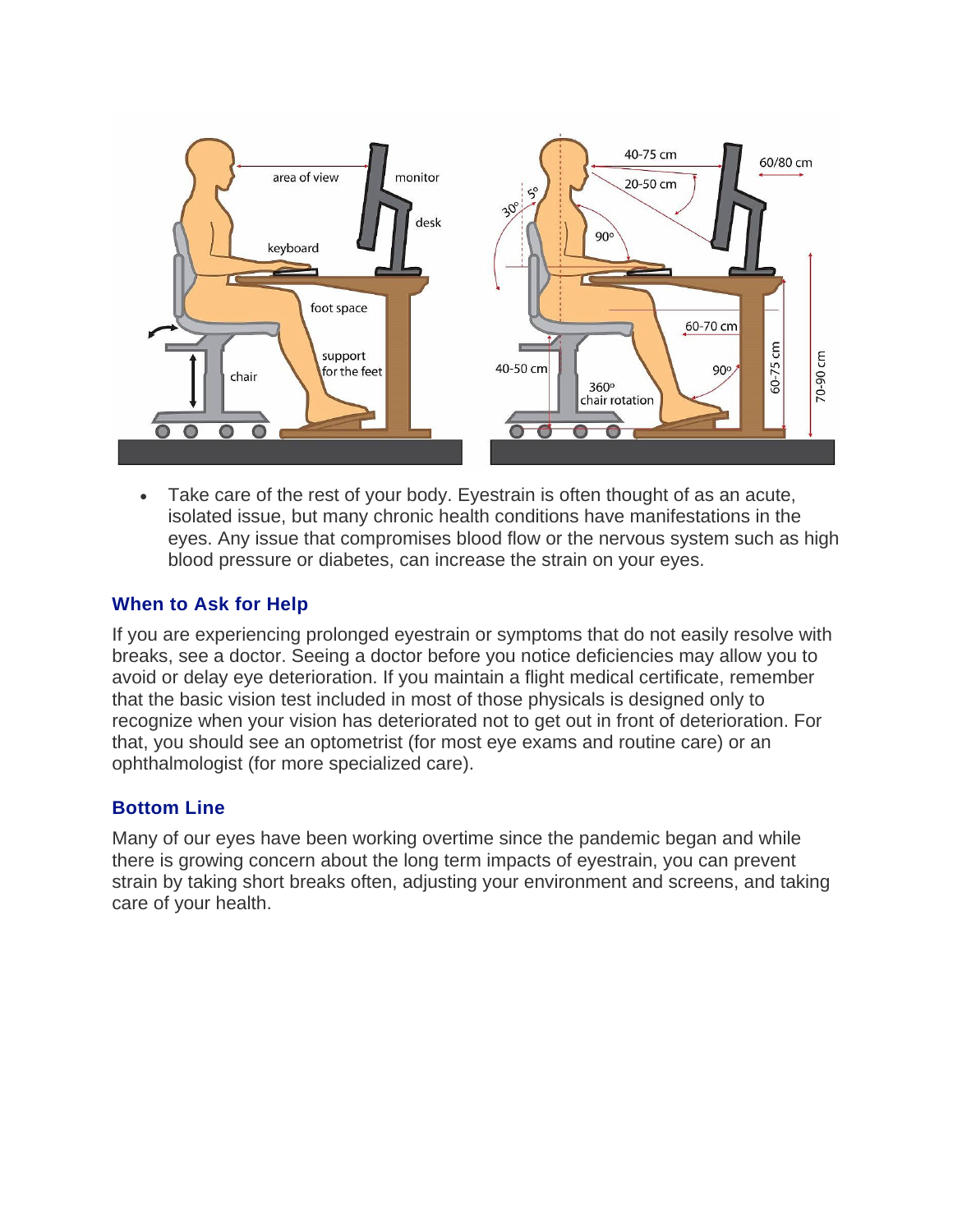area of view
monitor
desk
keyboard
foot space
support for the feet
chair

40-75 cm
20-50 cm
60/80 cm
30°
5°
90°
60-70 cm
40-50 cm
360° chair rotation
90°
60-75 cm
70-90 cm

- Take care of the rest of your body. Eyestrain is often thought of as an acute, isolated issue, but many chronic health conditions have manifestations in the eyes. Any issue that compromises blood flow or the nervous system such as high blood pressure or diabetes, can increase the strain on your eyes.

## When to Ask for Help

If you are experiencing prolonged eyestrain or symptoms that do not easily resolve with breaks, see a doctor. Seeing a doctor before you notice deficiencies may allow you to avoid or delay eye deterioration. If you maintain a flight medical certificate, remember that the basic vision test included in most of those physicals is designed only to recognize when your vision has deteriorated not to get out in front of deterioration. For that, you should see an optometrist (for most eye exams and routine care) or an ophthalmologist (for more specialized care).

## Bottom Line

Many of our eyes have been working overtime since the pandemic began and while there is growing concern about the long term impacts of eyestrain, you can prevent strain by taking short breaks often, adjusting your environment and screens, and taking care of your health.